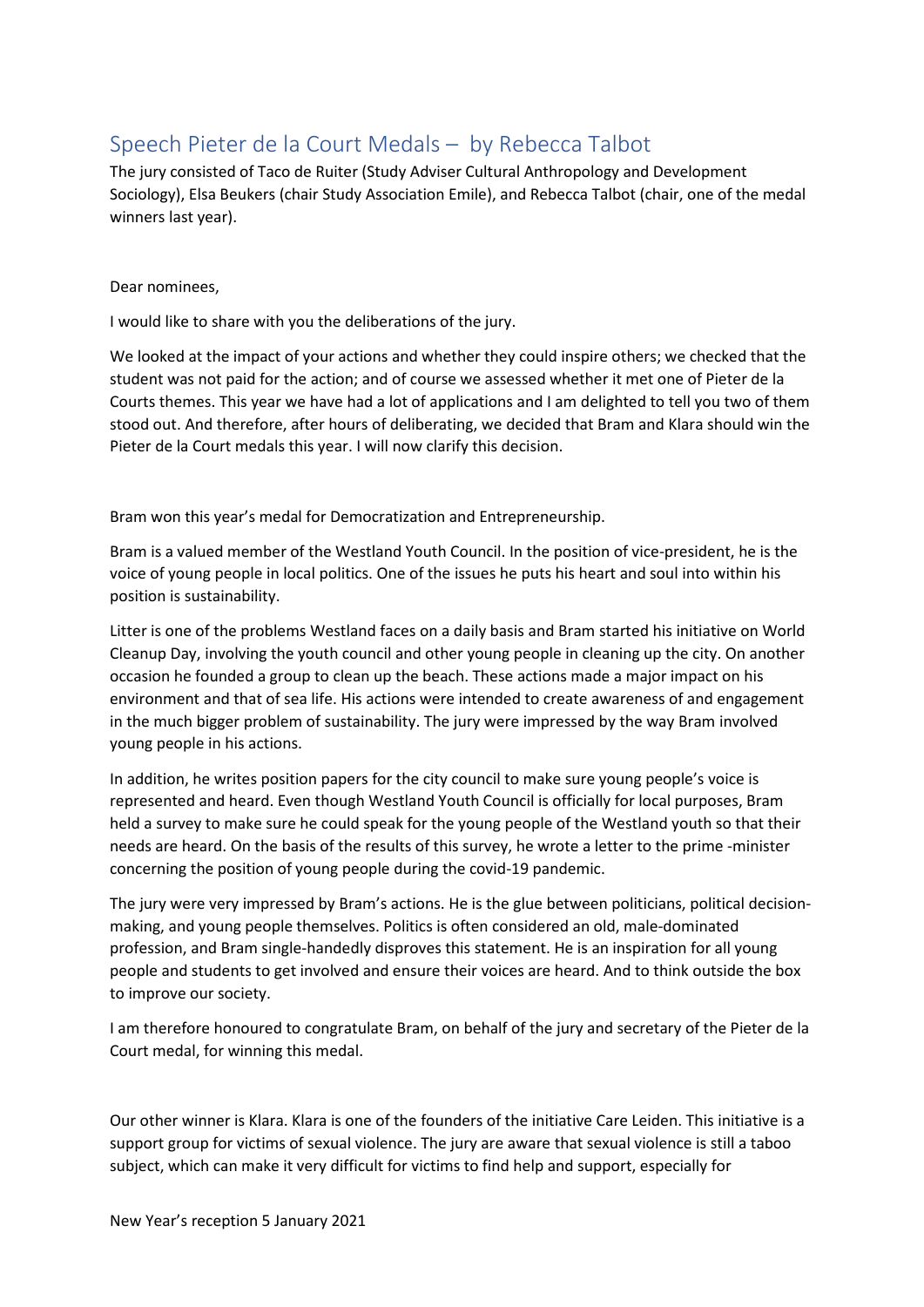# Speech Pieter de la Court Medals – by Rebecca Talbot

The jury consisted of Taco de Ruiter (Study Adviser Cultural Anthropology and Development Sociology), Elsa Beukers (chair Study Association Emile), and Rebecca Talbot (chair, one of the medal winners last year).

Dear nominees,

I would like to share with you the deliberations of the jury.

We looked at the impact of your actions and whether they could inspire others; we checked that the student was not paid for the action; and of course we assessed whether it met one of Pieter de la Courts themes. This year we have had a lot of applications and I am delighted to tell you two of them stood out. And therefore, after hours of deliberating, we decided that Bram and Klara should win the Pieter de la Court medals this year. I will now clarify this decision.

Bram won this year's medal for Democratization and Entrepreneurship.

Bram is a valued member of the Westland Youth Council. In the position of vice-president, he is the voice of young people in local politics. One of the issues he puts his heart and soul into within his position is sustainability.

Litter is one of the problems Westland faces on a daily basis and Bram started his initiative on World Cleanup Day, involving the youth council and other young people in cleaning up the city. On another occasion he founded a group to clean up the beach. These actions made a major impact on his environment and that of sea life. His actions were intended to create awareness of and engagement in the much bigger problem of sustainability. The jury were impressed by the way Bram involved young people in his actions.

In addition, he writes position papers for the city council to make sure young people's voice is represented and heard. Even though Westland Youth Council is officially for local purposes, Bram held a survey to make sure he could speak for the young people of the Westland youth so that their needs are heard. On the basis of the results of this survey, he wrote a letter to the prime -minister concerning the position of young people during the covid-19 pandemic.

The jury were very impressed by Bram's actions. He is the glue between politicians, political decision-making, and young people themselves. Politics is often considered an old, male-dominated profession, and Bram single-handedly disproves this statement. He is an inspiration for all young people and students to get involved and ensure their voices are heard. And to think outside the box to improve our society.

I am therefore honoured to congratulate Bram, on behalf of the jury and secretary of the Pieter de la Court medal, for winning this medal.

Our other winner is Klara. Klara is one of the founders of the initiative Care Leiden. This initiative is a support group for victims of sexual violence. The jury are aware that sexual violence is still a taboo subject, which can make it very difficult for victims to find help and support, especially for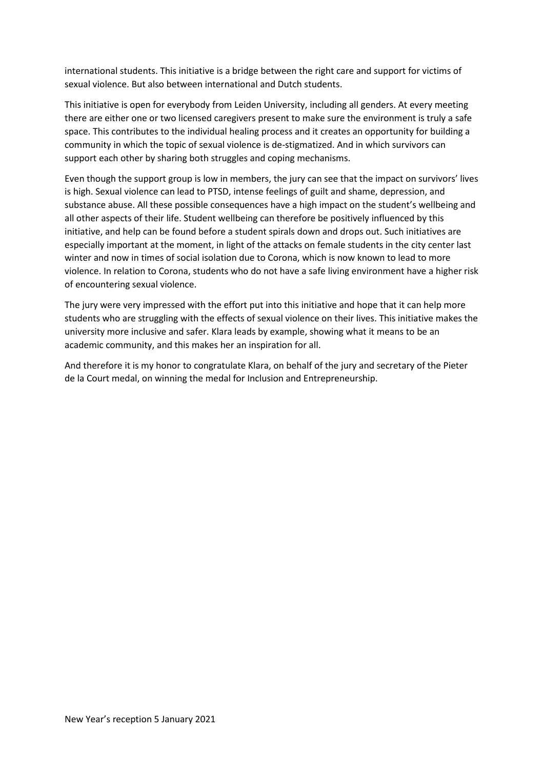international students. This initiative is a bridge between the right care and support for victims of sexual violence. But also between international and Dutch students.

This initiative is open for everybody from Leiden University, including all genders. At every meeting there are either one or two licensed caregivers present to make sure the environment is truly a safe space. This contributes to the individual healing process and it creates an opportunity for building a community in which the topic of sexual violence is de-stigmatized. And in which survivors can support each other by sharing both struggles and coping mechanisms.

Even though the support group is low in members, the jury can see that the impact on survivors' lives is high. Sexual violence can lead to PTSD, intense feelings of guilt and shame, depression, and substance abuse. All these possible consequences have a high impact on the student's wellbeing and all other aspects of their life. Student wellbeing can therefore be positively influenced by this initiative, and help can be found before a student spirals down and drops out. Such initiatives are especially important at the moment, in light of the attacks on female students in the city center last winter and now in times of social isolation due to Corona, which is now known to lead to more violence. In relation to Corona, students who do not have a safe living environment have a higher risk of encountering sexual violence.

The jury were very impressed with the effort put into this initiative and hope that it can help more students who are struggling with the effects of sexual violence on their lives. This initiative makes the university more inclusive and safer. Klara leads by example, showing what it means to be an academic community, and this makes her an inspiration for all.

And therefore it is my honor to congratulate Klara, on behalf of the jury and secretary of the Pieter de la Court medal, on winning the medal for Inclusion and Entrepreneurship.